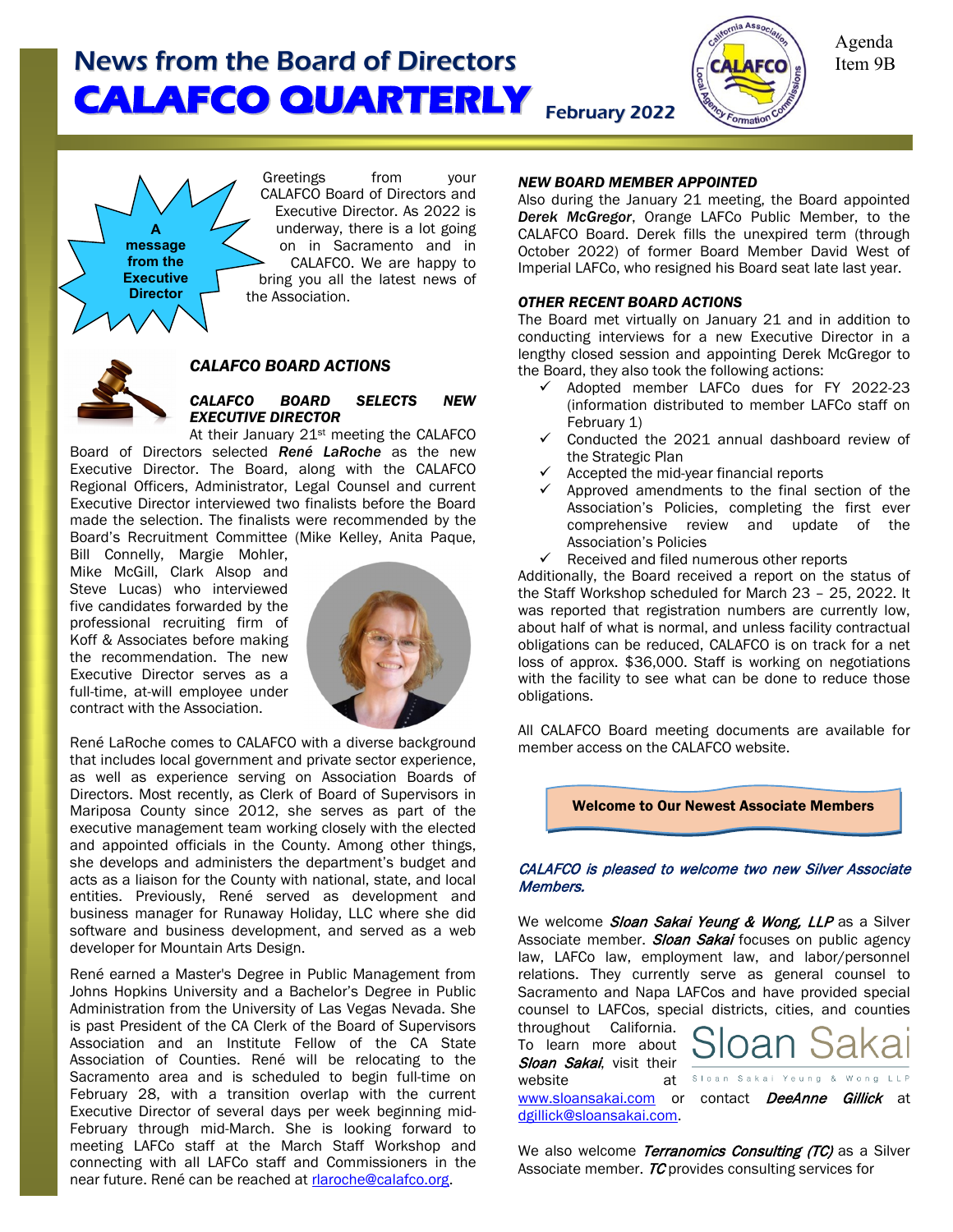Agenda Item 9B

# News from the Board of Directors

# CALAFCO QUARTERLY

February 2022

**A message from the Executive Director**

Greetings from your CALAFCO Board of Directors and Executive Director. As 2022 is underway, there is a lot going on in Sacramento and in CALAFCO. We are happy to bring you all the latest news of the Association.

## *CALAFCO BOARD ACTIONS*

### *CALAFCO BOARD SELECTS NEW EXECUTIVE DIRECTOR*

At their January 21st meeting the CALAFCO Board of Directors selected ***René LaRoche*** as the new Executive Director. The Board, along with the CALAFCO Regional Officers, Administrator, Legal Counsel and current Executive Director interviewed two finalists before the Board made the selection. The finalists were recommended by the Board's Recruitment Committee (Mike Kelley, Anita Paque, Bill Connelly, Margie Mohler, Mike McGill, Clark Alsop and Steve Lucas) who interviewed five candidates forwarded by the professional recruiting firm of Koff & Associates before making the recommendation. The new Executive Director serves as a full-time, at-will employee under contract with the Association.

René LaRoche comes to CALAFCO with a diverse background that includes local government and private sector experience, as well as experience serving on Association Boards of Directors. Most recently, as Clerk of Board of Supervisors in Mariposa County since 2012, she serves as part of the executive management team working closely with the elected and appointed officials in the County. Among other things, she develops and administers the department's budget and acts as a liaison for the County with national, state, and local entities. Previously, René served as development and business manager for Runaway Holiday, LLC where she did software and business development, and served as a web developer for Mountain Arts Design.

René earned a Master's Degree in Public Management from Johns Hopkins University and a Bachelor's Degree in Public Administration from the University of Las Vegas Nevada. She is past President of the CA Clerk of the Board of Supervisors Association and an Institute Fellow of the CA State Association of Counties. René will be relocating to the Sacramento area and is scheduled to begin full-time on February 28, with a transition overlap with the current Executive Director of several days per week beginning mid-February through mid-March. She is looking forward to meeting LAFCo staff at the March Staff Workshop and connecting with all LAFCo staff and Commissioners in the near future. René can be reached at rlaroche@calafco.org.

### *NEW BOARD MEMBER APPOINTED*

Also during the January 21 meeting, the Board appointed ***Derek McGregor***, Orange LAFCo Public Member, to the CALAFCO Board. Derek fills the unexpired term (through October 2022) of former Board Member David West of Imperial LAFCo, who resigned his Board seat late last year.

### *OTHER RECENT BOARD ACTIONS*

The Board met virtually on January 21 and in addition to conducting interviews for a new Executive Director in a lengthy closed session and appointing Derek McGregor to the Board, they also took the following actions:

- ✓ Adopted member LAFCo dues for FY 2022-23 (information distributed to member LAFCo staff on February 1)
- ✓ Conducted the 2021 annual dashboard review of the Strategic Plan
- ✓ Accepted the mid-year financial reports
- ✓ Approved amendments to the final section of the Association's Policies, completing the first ever comprehensive review and update of the Association's Policies
- ✓ Received and filed numerous other reports

Additionally, the Board received a report on the status of the Staff Workshop scheduled for March 23 – 25, 2022. It was reported that registration numbers are currently low, about half of what is normal, and unless facility contractual obligations can be reduced, CALAFCO is on track for a net loss of approx. $36,000. Staff is working on negotiations with the facility to see what can be done to reduce those obligations.

All CALAFCO Board meeting documents are available for member access on the CALAFCO website.

## Welcome to Our Newest Associate Members

*CALAFCO is pleased to welcome two new Silver Associate Members.*

We welcome ***Sloan Sakai Yeung & Wong, LLP*** as a Silver Associate member. ***Sloan Sakai*** focuses on public agency law, LAFCo law, employment law, and labor/personnel relations. They currently serve as general counsel to Sacramento and Napa LAFCos and have provided special counsel to LAFCos, special districts, cities, and counties throughout California. To learn more about ***Sloan Sakai***, visit their website at www.sloansakai.com or contact ***DeeAnne Gillick*** at dgillick@sloansakai.com.

Sloan Sakai
Sloan Sakai Yeung & Wong LLP

We also welcome ***Terranomics Consulting (TC)*** as a Silver Associate member. ***TC*** provides consulting services for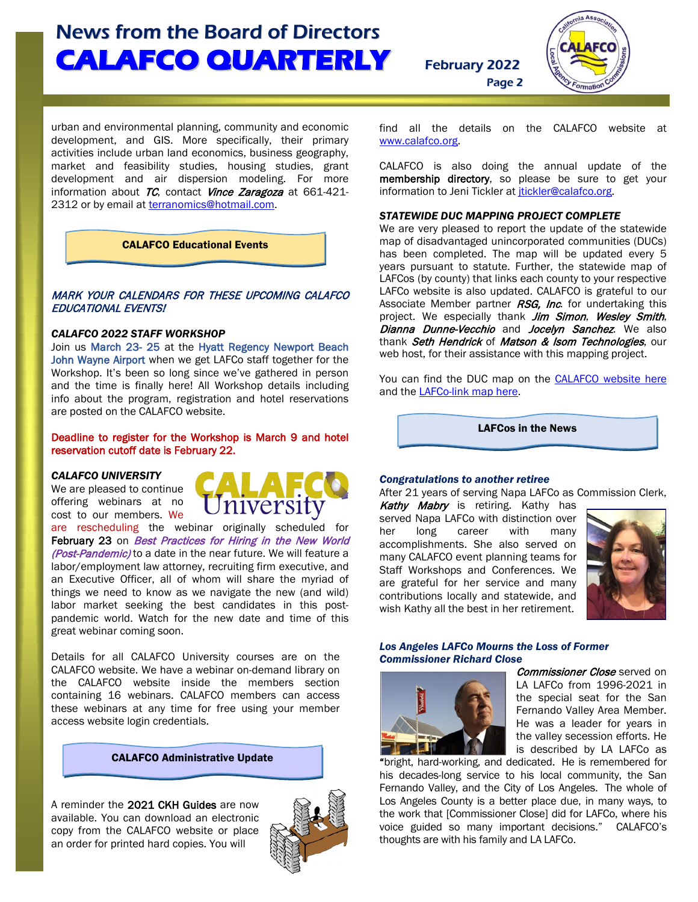urban and environmental planning, community and economic development, and GIS. More specifically, their primary activities include urban land economics, business geography, market and feasibility studies, housing studies, grant development and air dispersion modeling. For more information about *TC*, contact *Vince Zaragoza* at 661-421-2312 or by email at terranomics@hotmail.com.

## CALAFCO Educational Events

*MARK YOUR CALENDARS FOR THESE UPCOMING CALAFCO EDUCATIONAL EVENTS!*

***CALAFCO 2022 STAFF WORKSHOP***

Join us March 23- 25 at the Hyatt Regency Newport Beach John Wayne Airport when we get LAFCo staff together for the Workshop. It's been so long since we've gathered in person and the time is finally here! All Workshop details including info about the program, registration and hotel reservations are posted on the CALAFCO website.

Deadline to register for the Workshop is March 9 and hotel reservation cutoff date is February 22.

***CALAFCO UNIVERSITY***

We are pleased to continue offering webinars at no cost to our members. We are rescheduling the webinar originally scheduled for February 23 on *Best Practices for Hiring in the New World (Post-Pandemic)* to a date in the near future. We will feature a labor/employment law attorney, recruiting firm executive, and an Executive Officer, all of whom will share the myriad of things we need to know as we navigate the new (and wild) labor market seeking the best candidates in this post-pandemic world. Watch for the new date and time of this great webinar coming soon.

Details for all CALAFCO University courses are on the CALAFCO website. We have a webinar on-demand library on the CALAFCO website inside the members section containing 16 webinars. CALAFCO members can access these webinars at any time for free using your member access website login credentials.

## CALAFCO Administrative Update

A reminder the 2021 CKH Guides are now available. You can download an electronic copy from the CALAFCO website or place an order for printed hard copies. You will find all the details on the CALAFCO website at www.calafco.org.

CALAFCO is also doing the annual update of the membership directory, so please be sure to get your information to Jeni Tickler at jtickler@calafco.org.

***STATEWIDE DUC MAPPING PROJECT COMPLETE***

We are very pleased to report the update of the statewide map of disadvantaged unincorporated communities (DUCs) has been completed. The map will be updated every 5 years pursuant to statute. Further, the statewide map of LAFCos (by county) that links each county to your respective LAFCo website is also updated. CALAFCO is grateful to our Associate Member partner *RSG, Inc.* for undertaking this project. We especially thank *Jim Simon*, *Wesley Smith*, *Dianna Dunne-Vecchio* and *Jocelyn Sanchez*. We also thank *Seth Hendrick* of *Matson & Isom Technologies*, our web host, for their assistance with this mapping project.

You can find the DUC map on the CALAFCO website here and the LAFCo-link map here.

## LAFCos in the News

***Congratulations to another retiree***

After 21 years of serving Napa LAFCo as Commission Clerk, *Kathy Mabry* is retiring. Kathy has served Napa LAFCo with distinction over her long career with many accomplishments. She also served on many CALAFCO event planning teams for Staff Workshops and Conferences. We are grateful for her service and many contributions locally and statewide, and wish Kathy all the best in her retirement.

***Los Angeles LAFCo Mourns the Loss of Former Commissioner Richard Close***

*Commissioner Close* served on LA LAFCo from 1996-2021 in the special seat for the San Fernando Valley Area Member. He was a leader for years in the valley secession efforts. He is described by LA LAFCo as "bright, hard-working, and dedicated. He is remembered for his decades-long service to his local community, the San Fernando Valley, and the City of Los Angeles. The whole of Los Angeles County is a better place due, in many ways, to the work that [Commissioner Close] did for LAFCo, where his voice guided so many important decisions." CALAFCO's thoughts are with his family and LA LAFCo.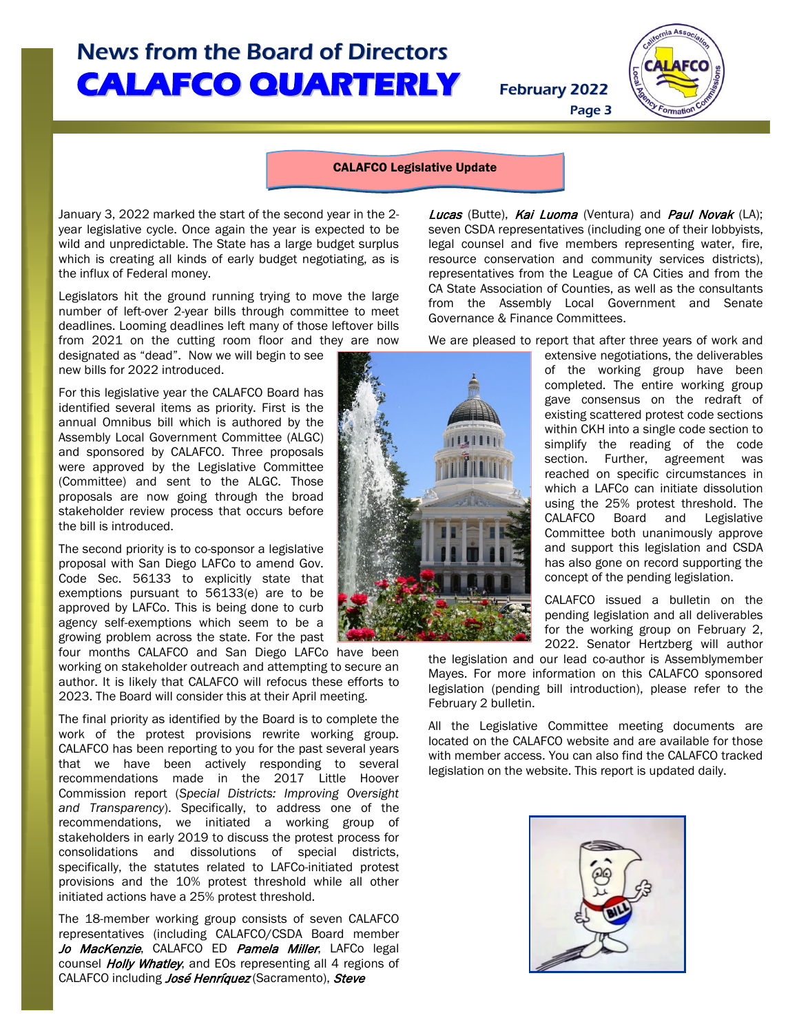## CALAFCO Legislative Update

January 3, 2022 marked the start of the second year in the 2-year legislative cycle. Once again the year is expected to be wild and unpredictable. The State has a large budget surplus which is creating all kinds of early budget negotiating, as is the influx of Federal money.

Legislators hit the ground running trying to move the large number of left-over 2-year bills through committee to meet deadlines. Looming deadlines left many of those leftover bills from 2021 on the cutting room floor and they are now designated as "dead". Now we will begin to see new bills for 2022 introduced.

For this legislative year the CALAFCO Board has identified several items as priority. First is the annual Omnibus bill which is authored by the Assembly Local Government Committee (ALGC) and sponsored by CALAFCO. Three proposals were approved by the Legislative Committee (Committee) and sent to the ALGC. Those proposals are now going through the broad stakeholder review process that occurs before the bill is introduced.

The second priority is to co-sponsor a legislative proposal with San Diego LAFCo to amend Gov. Code Sec. 56133 to explicitly state that exemptions pursuant to 56133(e) are to be approved by LAFCo. This is being done to curb agency self-exemptions which seem to be a growing problem across the state. For the past four months CALAFCO and San Diego LAFCo have been working on stakeholder outreach and attempting to secure an author. It is likely that CALAFCO will refocus these efforts to 2023. The Board will consider this at their April meeting.

The final priority as identified by the Board is to complete the work of the protest provisions rewrite working group. CALAFCO has been reporting to you for the past several years that we have been actively responding to several recommendations made in the 2017 Little Hoover Commission report (*Special Districts: Improving Oversight and Transparency*). Specifically, to address one of the recommendations, we initiated a working group of stakeholders in early 2019 to discuss the protest process for consolidations and dissolutions of special districts, specifically, the statutes related to LAFCo-initiated protest provisions and the 10% protest threshold while all other initiated actions have a 25% protest threshold.

The 18-member working group consists of seven CALAFCO representatives (including CALAFCO/CSDA Board member ***Jo MacKenzie***, CALAFCO ED ***Pamela Miller***, LAFCo legal counsel ***Holly Whatley***, and EOs representing all 4 regions of CALAFCO including ***José Henríquez*** (Sacramento), ***Steve Lucas*** (Butte), ***Kai Luoma*** (Ventura) and ***Paul Novak*** (LA); seven CSDA representatives (including one of their lobbyists, legal counsel and five members representing water, fire, resource conservation and community services districts), representatives from the League of CA Cities and from the CA State Association of Counties, as well as the consultants from the Assembly Local Government and Senate Governance & Finance Committees.

We are pleased to report that after three years of work and extensive negotiations, the deliverables of the working group have been completed. The entire working group gave consensus on the redraft of existing scattered protest code sections within CKH into a single code section to simplify the reading of the code section. Further, agreement was reached on specific circumstances in which a LAFCo can initiate dissolution using the 25% protest threshold. The CALAFCO Board and Legislative Committee both unanimously approve and support this legislation and CSDA has also gone on record supporting the concept of the pending legislation.

CALAFCO issued a bulletin on the pending legislation and all deliverables for the working group on February 2, 2022. Senator Hertzberg will author the legislation and our lead co-author is Assemblymember Mayes. For more information on this CALAFCO sponsored legislation (pending bill introduction), please refer to the February 2 bulletin.

All the Legislative Committee meeting documents are located on the CALAFCO website and are available for those with member access. You can also find the CALAFCO tracked legislation on the website. This report is updated daily.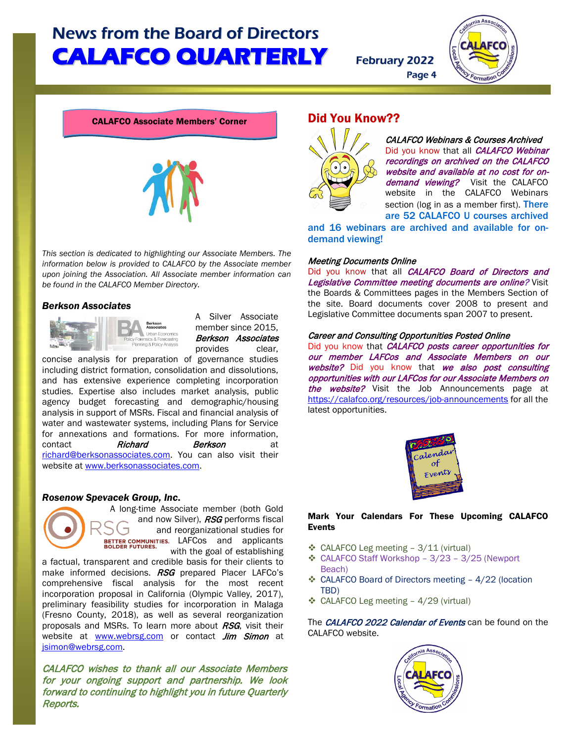## CALAFCO Associate Members' Corner

*This section is dedicated to highlighting our Associate Members. The information below is provided to CALAFCO by the Associate member upon joining the Association. All Associate member information can be found in the CALAFCO Member Directory.*

### *Berkson Associates*

A Silver Associate member since 2015, ***Berkson Associates*** provides clear, concise analysis for preparation of governance studies including district formation, consolidation and dissolutions, and has extensive experience completing incorporation studies. Expertise also includes market analysis, public agency budget forecasting and demographic/housing analysis in support of MSRs. Fiscal and financial analysis of water and wastewater systems, including Plans for Service for annexations and formations. For more information, contact ***Richard Berkson*** at richard@berksonassociates.com. You can also visit their website at www.berksonassociates.com.

### *Rosenow Spevacek Group, Inc.*

A long-time Associate member (both Gold and now Silver), ***RSG*** performs fiscal and reorganizational studies for LAFCos and applicants with the goal of establishing a factual, transparent and credible basis for their clients to make informed decisions. ***RSG*** prepared Placer LAFCo's comprehensive fiscal analysis for the most recent incorporation proposal in California (Olympic Valley, 2017), preliminary feasibility studies for incorporation in Malaga (Fresno County, 2018), as well as several reorganization proposals and MSRs. To learn more about ***RSG***, visit their website at www.webrsg.com or contact ***Jim Simon*** at jsimon@webrsg.com.

*CALAFCO wishes to thank all our Associate Members for your ongoing support and partnership. We look forward to continuing to highlight you in future Quarterly Reports.*

## Did You Know??

***CALAFCO Webinars & Courses Archived***

Did you know that all ***CALAFCO Webinar recordings on archived on the CALAFCO website and available at no cost for on-demand viewing?*** Visit the CALAFCO website in the CALAFCO Webinars section (log in as a member first). **There are 52 CALAFCO U courses archived and 16 webinars are archived and available for on-demand viewing!**

***Meeting Documents Online***

Did you know that all ***CALAFCO Board of Directors and Legislative Committee meeting documents are online?*** Visit the Boards & Committees pages in the Members Section of the site. Board documents cover 2008 to present and Legislative Committee documents span 2007 to present.

***Career and Consulting Opportunities Posted Online***

Did you know that ***CALAFCO posts career opportunities for our member LAFCos and Associate Members on our website?*** Did you know that ***we also post consulting opportunities with our LAFCos for our Associate Members on the website?*** Visit the Job Announcements page at https://calafco.org/resources/job-announcements for all the latest opportunities.

**Mark Your Calendars For These Upcoming CALAFCO Events**

- CALAFCO Leg meeting – 3/11 (virtual)
- CALAFCO Staff Workshop – 3/23 – 3/25 (Newport Beach)
- CALAFCO Board of Directors meeting – 4/22 (location TBD)
- CALAFCO Leg meeting – 4/29 (virtual)

The ***CALAFCO 2022 Calendar of Events*** can be found on the CALAFCO website.